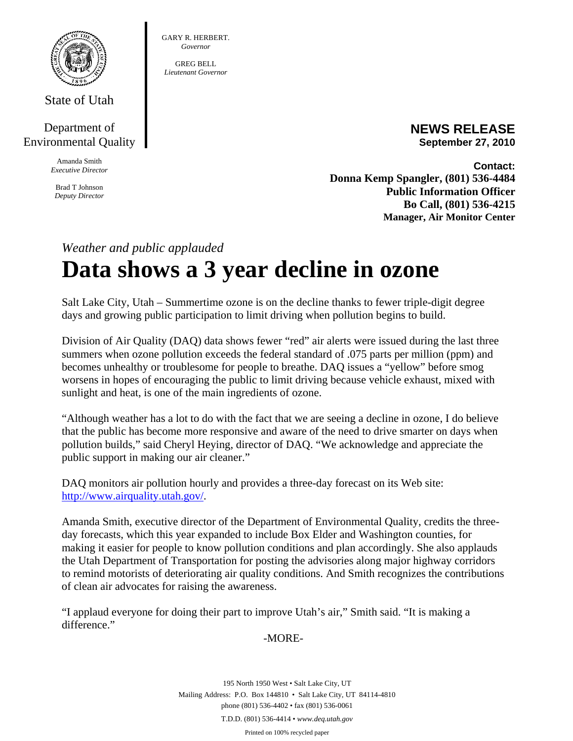State of Utah

Department of Environmental Quality

Amanda Smith
*Executive Director*

Brad T Johnson
*Deputy Director*

GARY R. HERBERT.
*Governor*

GREG BELL
*Lieutenant Governor*

**NEWS RELEASE**
**September 27, 2010**

**Contact:**
**Donna Kemp Spangler, (801) 536-4484**
**Public Information Officer**
**Bo Call, (801) 536-4215**
**Manager, Air Monitor Center**

*Weather and public applauded*

# Data shows a 3 year decline in ozone

Salt Lake City, Utah – Summertime ozone is on the decline thanks to fewer triple-digit degree days and growing public participation to limit driving when pollution begins to build.

Division of Air Quality (DAQ) data shows fewer "red" air alerts were issued during the last three summers when ozone pollution exceeds the federal standard of .075 parts per million (ppm) and becomes unhealthy or troublesome for people to breathe. DAQ issues a "yellow" before smog worsens in hopes of encouraging the public to limit driving because vehicle exhaust, mixed with sunlight and heat, is one of the main ingredients of ozone.

"Although weather has a lot to do with the fact that we are seeing a decline in ozone, I do believe that the public has become more responsive and aware of the need to drive smarter on days when pollution builds," said Cheryl Heying, director of DAQ. "We acknowledge and appreciate the public support in making our air cleaner."

DAQ monitors air pollution hourly and provides a three-day forecast on its Web site: http://www.airquality.utah.gov/.

Amanda Smith, executive director of the Department of Environmental Quality, credits the three-day forecasts, which this year expanded to include Box Elder and Washington counties, for making it easier for people to know pollution conditions and plan accordingly. She also applauds the Utah Department of Transportation for posting the advisories along major highway corridors to remind motorists of deteriorating air quality conditions. And Smith recognizes the contributions of clean air advocates for raising the awareness.

"I applaud everyone for doing their part to improve Utah's air," Smith said. "It is making a difference."

-MORE-

195 North 1950 West • Salt Lake City, UT
Mailing Address: P.O. Box 144810 • Salt Lake City, UT 84114-4810
phone (801) 536-4402 • fax (801) 536-0061
T.D.D. (801) 536-4414 • *www.deq.utah.gov*
Printed on 100% recycled paper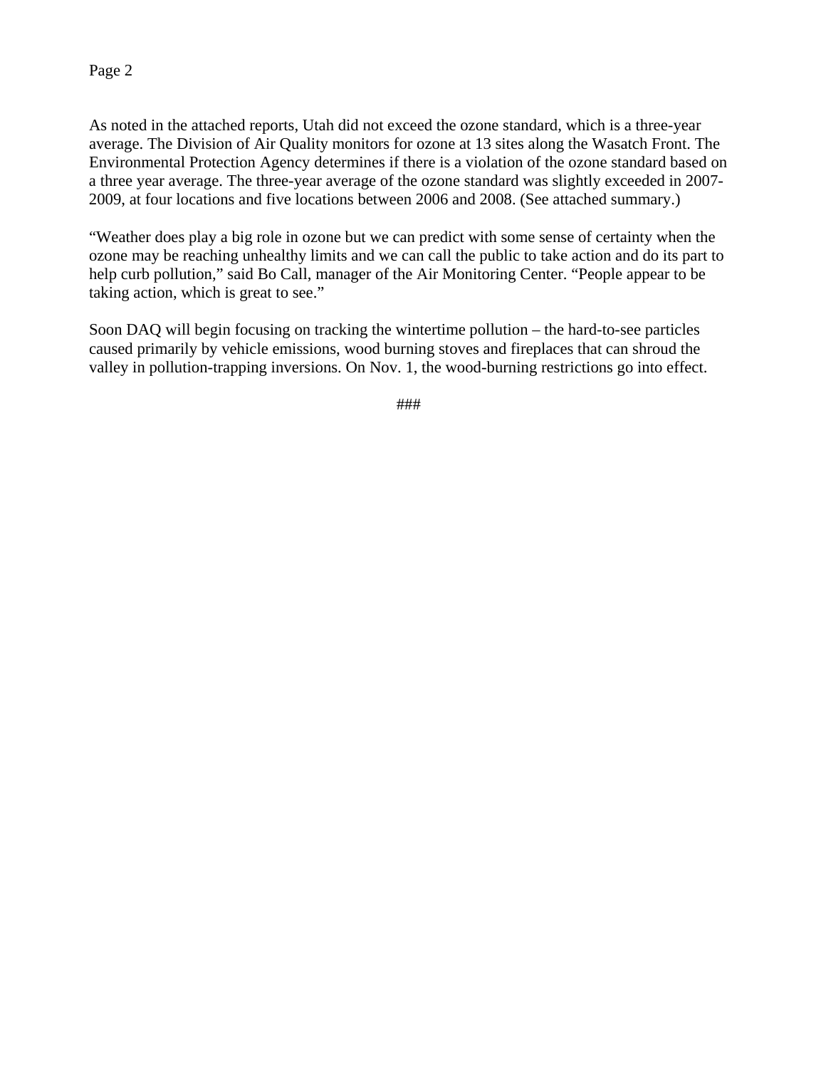As noted in the attached reports, Utah did not exceed the ozone standard, which is a three-year average. The Division of Air Quality monitors for ozone at 13 sites along the Wasatch Front. The Environmental Protection Agency determines if there is a violation of the ozone standard based on a three year average. The three-year average of the ozone standard was slightly exceeded in 2007-2009, at four locations and five locations between 2006 and 2008. (See attached summary.)

"Weather does play a big role in ozone but we can predict with some sense of certainty when the ozone may be reaching unhealthy limits and we can call the public to take action and do its part to help curb pollution," said Bo Call, manager of the Air Monitoring Center. "People appear to be taking action, which is great to see."

Soon DAQ will begin focusing on tracking the wintertime pollution – the hard-to-see particles caused primarily by vehicle emissions, wood burning stoves and fireplaces that can shroud the valley in pollution-trapping inversions. On Nov. 1, the wood-burning restrictions go into effect.

###